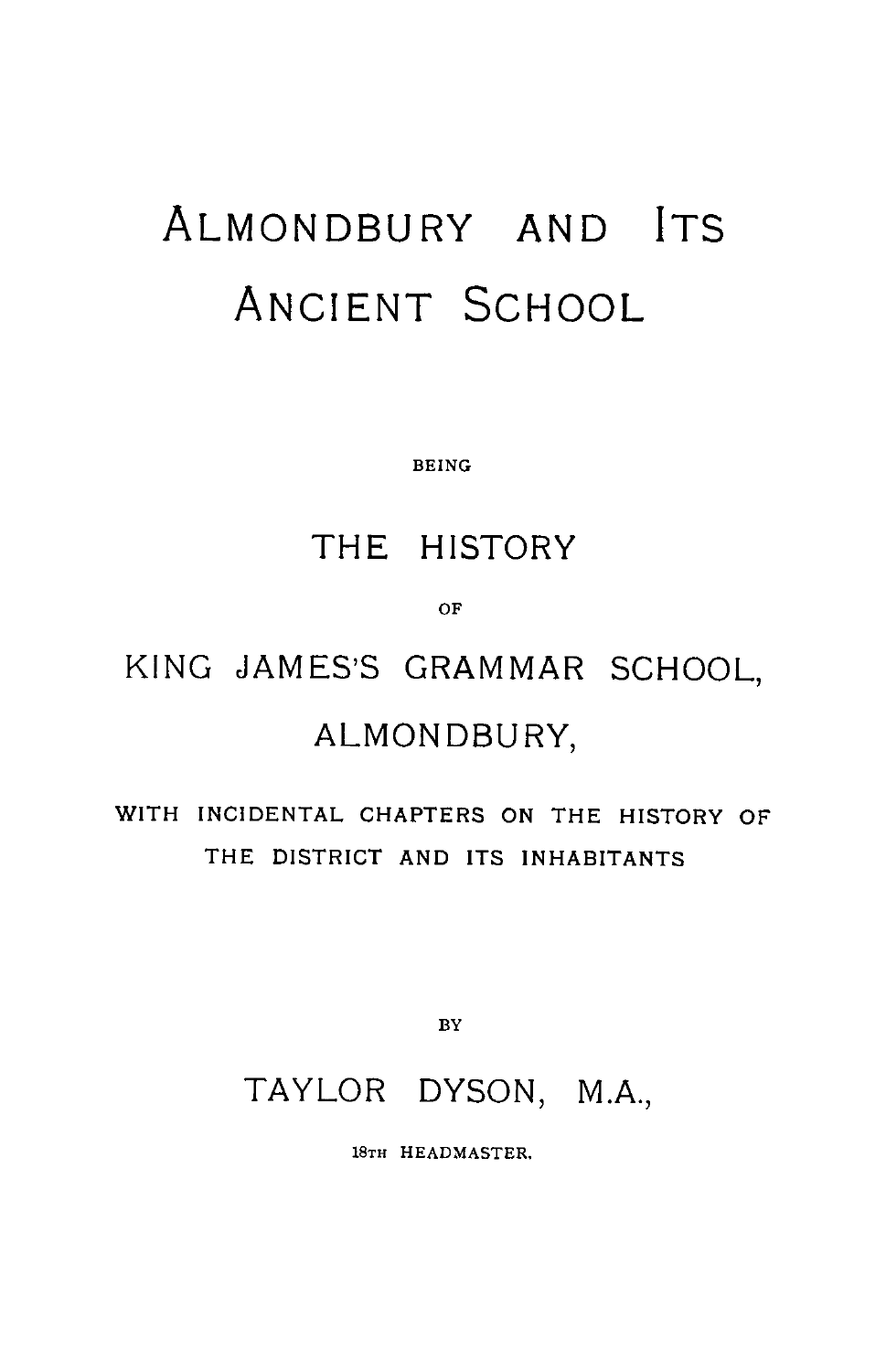# ALMONDBURY AND ITS ANCIENT SCHOOL

BEING

## THE HISTORY

OF

## KING JAMES'S GRAMMAR SCHOOL, ALMONDBURY,

WITH INCIDENTAL CHAPTERS ON THE HISTORY OF THE DISTRICT AND ITS INHABITANTS

BY

## TAYLOR DYSON, M.A.,

18TH HEADMASTER.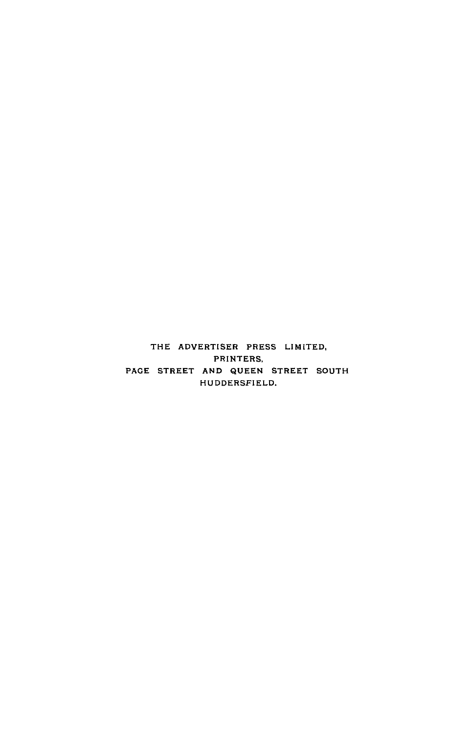THE ADVERTISER PRESS LIMITED,
PRINTERS,
PAGE STREET AND QUEEN STREET SOUTH
HUDDERSFIELD.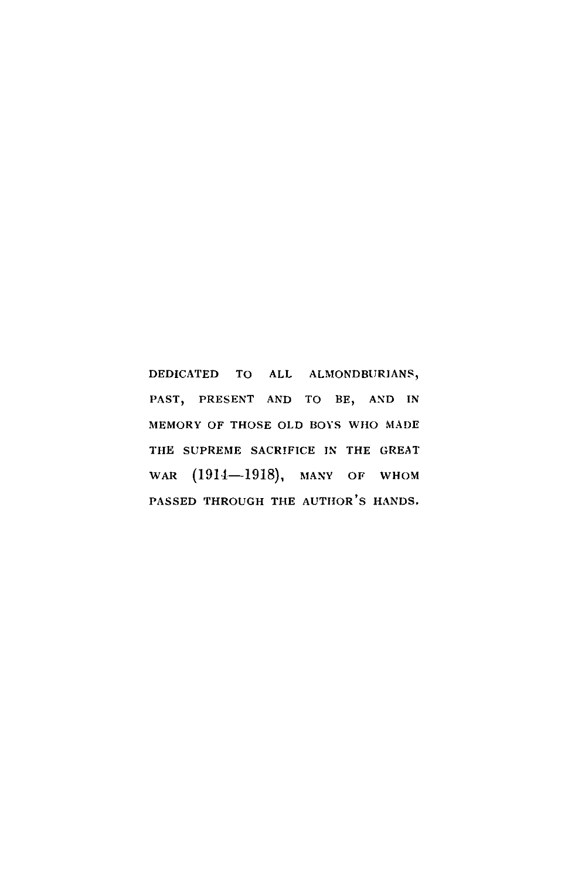DEDICATED TO ALL ALMONDBURIANS, PAST, PRESENT AND TO BE, AND IN MEMORY OF THOSE OLD BOYS WHO MADE THE SUPREME SACRIFICE IN THE GREAT WAR (1914—1918), MANY OF WHOM PASSED THROUGH THE AUTHOR'S HANDS.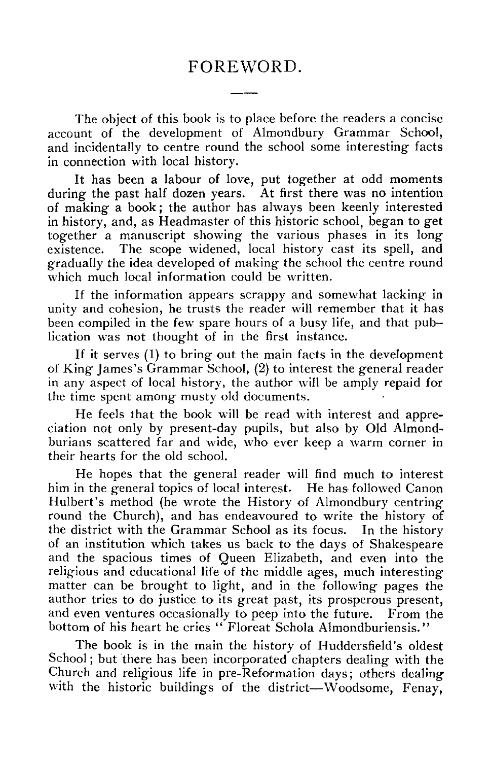# FOREWORD.

The object of this book is to place before the readers a concise account of the development of Almondbury Grammar School, and incidentally to centre round the school some interesting facts in connection with local history.

It has been a labour of love, put together at odd moments during the past half dozen years. At first there was no intention of making a book; the author has always been keenly interested in history, and, as Headmaster of this historic school, began to get together a manuscript showing the various phases in its long existence. The scope widened, local history cast its spell, and gradually the idea developed of making the school the centre round which much local information could be written.

If the information appears scrappy and somewhat lacking in unity and cohesion, he trusts the reader will remember that it has been compiled in the few spare hours of a busy life, and that publication was not thought of in the first instance.

If it serves (1) to bring out the main facts in the development of King James's Grammar School, (2) to interest the general reader in any aspect of local history, the author will be amply repaid for the time spent among musty old documents.

He feels that the book will be read with interest and appreciation not only by present-day pupils, but also by Old Almondburians scattered far and wide, who ever keep a warm corner in their hearts for the old school.

He hopes that the general reader will find much to interest him in the general topics of local interest. He has followed Canon Hulbert's method (he wrote the History of Almondbury centring round the Church), and has endeavoured to write the history of the district with the Grammar School as its focus. In the history of an institution which takes us back to the days of Shakespeare and the spacious times of Queen Elizabeth, and even into the religious and educational life of the middle ages, much interesting matter can be brought to light, and in the following pages the author tries to do justice to its great past, its prosperous present, and even ventures occasionally to peep into the future. From the bottom of his heart he cries "Floreat Schola Almondburiensis."

The book is in the main the history of Huddersfield's oldest School; but there has been incorporated chapters dealing with the Church and religious life in pre-Reformation days; others dealing with the historic buildings of the district—Woodsome, Fenay,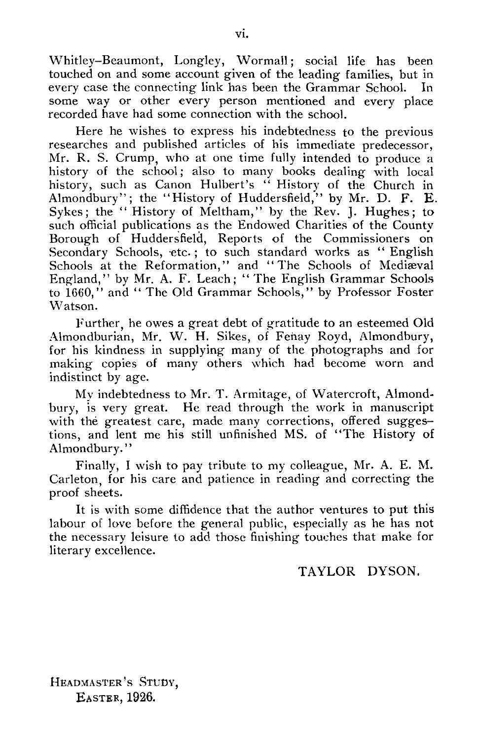Whitley–Beaumont, Longley, Wormall; social life has been touched on and some account given of the leading families, but in every case the connecting link has been the Grammar School. In some way or other every person mentioned and every place recorded have had some connection with the school.

Here he wishes to express his indebtedness to the previous researches and published articles of his immediate predecessor, Mr. R. S. Crump, who at one time fully intended to produce a history of the school; also to many books dealing with local history, such as Canon Hulbert's "History of the Church in Almondbury"; the "History of Huddersfield," by Mr. D. F. E. Sykes; the "History of Meltham," by the Rev. J. Hughes; to such official publications as the Endowed Charities of the County Borough of Huddersfield, Reports of the Commissioners on Secondary Schools, etc.; to such standard works as "English Schools at the Reformation," and "The Schools of Mediæval England," by Mr. A. F. Leach; "The English Grammar Schools to 1660," and "The Old Grammar Schools," by Professor Foster Watson.

Further, he owes a great debt of gratitude to an esteemed Old Almondburian, Mr. W. H. Sikes, of Fenay Royd, Almondbury, for his kindness in supplying many of the photographs and for making copies of many others which had become worn and indistinct by age.

My indebtedness to Mr. T. Armitage, of Watercroft, Almondbury, is very great. He read through the work in manuscript with the greatest care, made many corrections, offered suggestions, and lent me his still unfinished MS. of "The History of Almondbury."

Finally, I wish to pay tribute to my colleague, Mr. A. E. M. Carleton, for his care and patience in reading and correcting the proof sheets.

It is with some diffidence that the author ventures to put this labour of love before the general public, especially as he has not the necessary leisure to add those finishing touches that make for literary excellence.

TAYLOR DYSON.

HEADMASTER'S STUDY,
EASTER, 1926.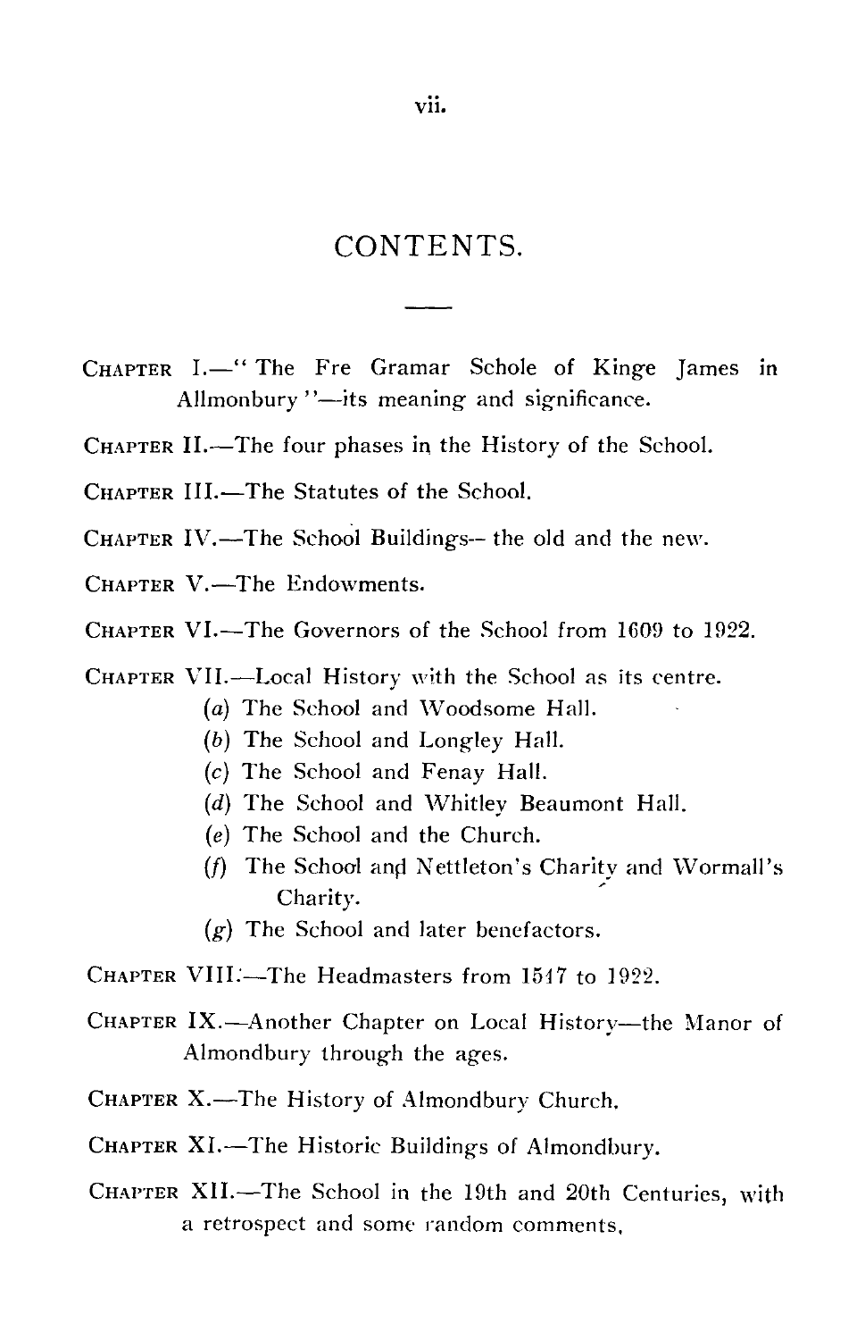# CONTENTS.

CHAPTER I.—" The Fre Gramar Schole of Kinge James in Allmonbury "—its meaning and significance.

CHAPTER II.—The four phases in the History of the School.

CHAPTER III.—The Statutes of the School.

CHAPTER IV.—The School Buildings— the old and the new.

CHAPTER V.—The Endowments.

CHAPTER VI.—The Governors of the School from 1609 to 1922.

CHAPTER VII.—Local History with the School as its centre.

- (*a*) The School and Woodsome Hall.
- (*b*) The School and Longley Hall.
- (*c*) The School and Fenay Hall.
- (*d*) The School and Whitley Beaumont Hall.
- (*e*) The School and the Church.
- (*f*) The School and Nettleton's Charity and Wormall's Charity.
- (*g*) The School and later benefactors.

CHAPTER VIII.—The Headmasters from 1517 to 1922.

CHAPTER IX.—Another Chapter on Local History—the Manor of Almondbury through the ages.

CHAPTER X.—The History of Almondbury Church.

CHAPTER XI.—The Historic Buildings of Almondbury.

CHAPTER XII.—The School in the 19th and 20th Centuries, with a retrospect and some random comments,